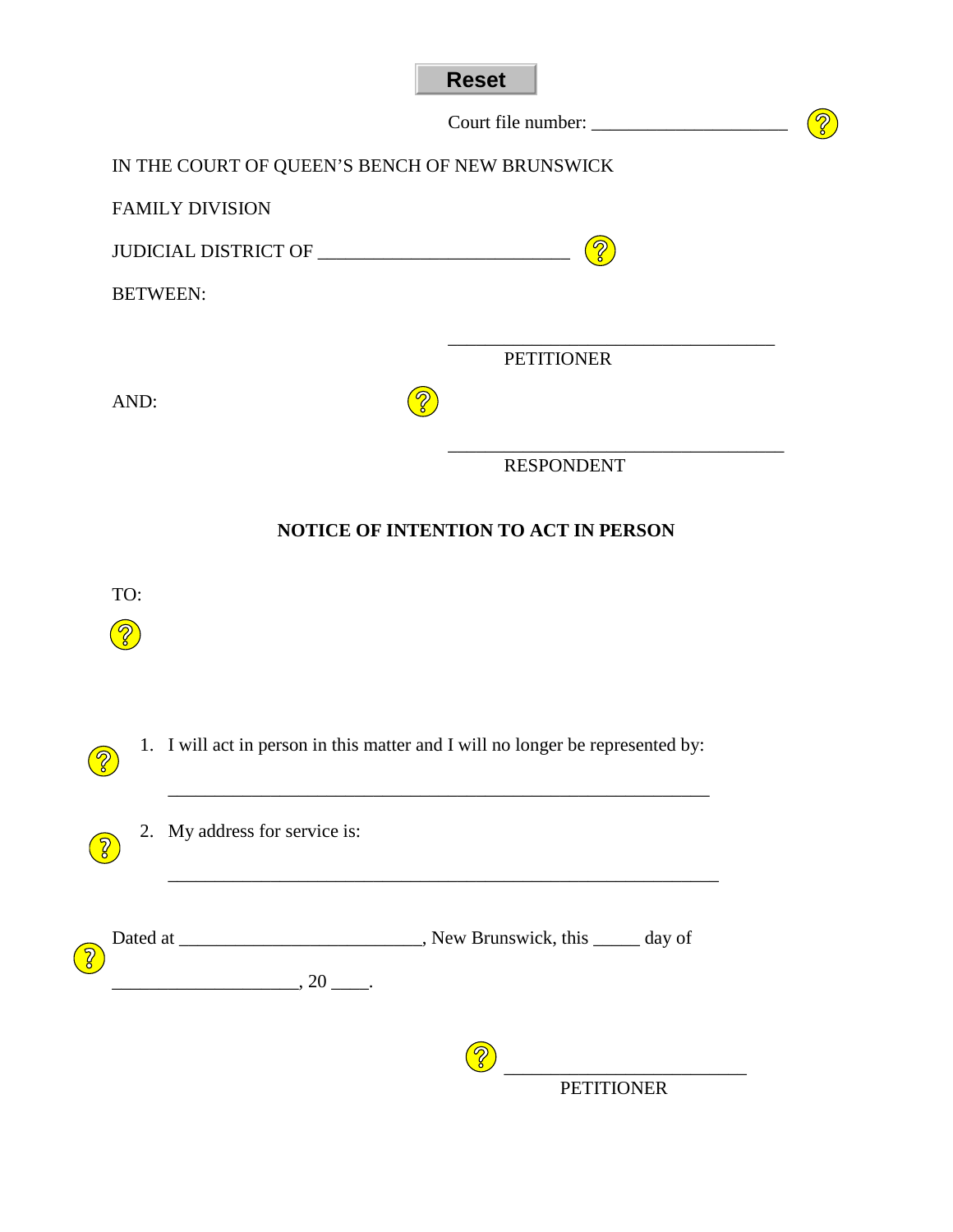Reset

Court file number: ______________________

IN THE COURT OF QUEEN'S BENCH OF NEW BRUNSWICK

FAMILY DIVISION

JUDICIAL DISTRICT OF ____________________________

BETWEEN:

____________________________________
PETITIONER

AND:

____________________________________
RESPONDENT

**NOTICE OF INTENTION TO ACT IN PERSON**

TO:

1. I will act in person in this matter and I will no longer be represented by:

   ____________________________________________________________

2. My address for service is:

   ____________________________________________________________

Dated at ___________________________, New Brunswick, this _____ day of ____________________, 20 ____.

___________________________
PETITIONER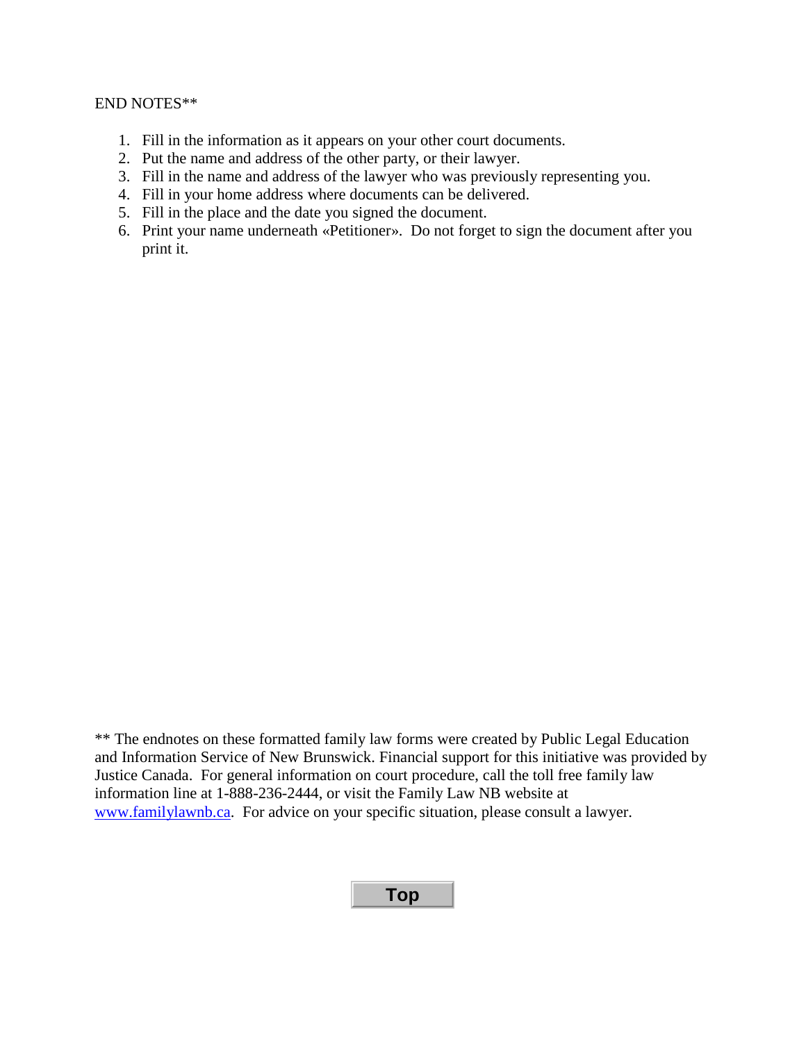END NOTES**

1. Fill in the information as it appears on your other court documents.
2. Put the name and address of the other party, or their lawyer.
3. Fill in the name and address of the lawyer who was previously representing you.
4. Fill in your home address where documents can be delivered.
5. Fill in the place and the date you signed the document.
6. Print your name underneath «Petitioner». Do not forget to sign the document after you print it.

** The endnotes on these formatted family law forms were created by Public Legal Education and Information Service of New Brunswick. Financial support for this initiative was provided by Justice Canada. For general information on court procedure, call the toll free family law information line at 1-888-236-2444, or visit the Family Law NB website at www.familylawnb.ca. For advice on your specific situation, please consult a lawyer.

Top